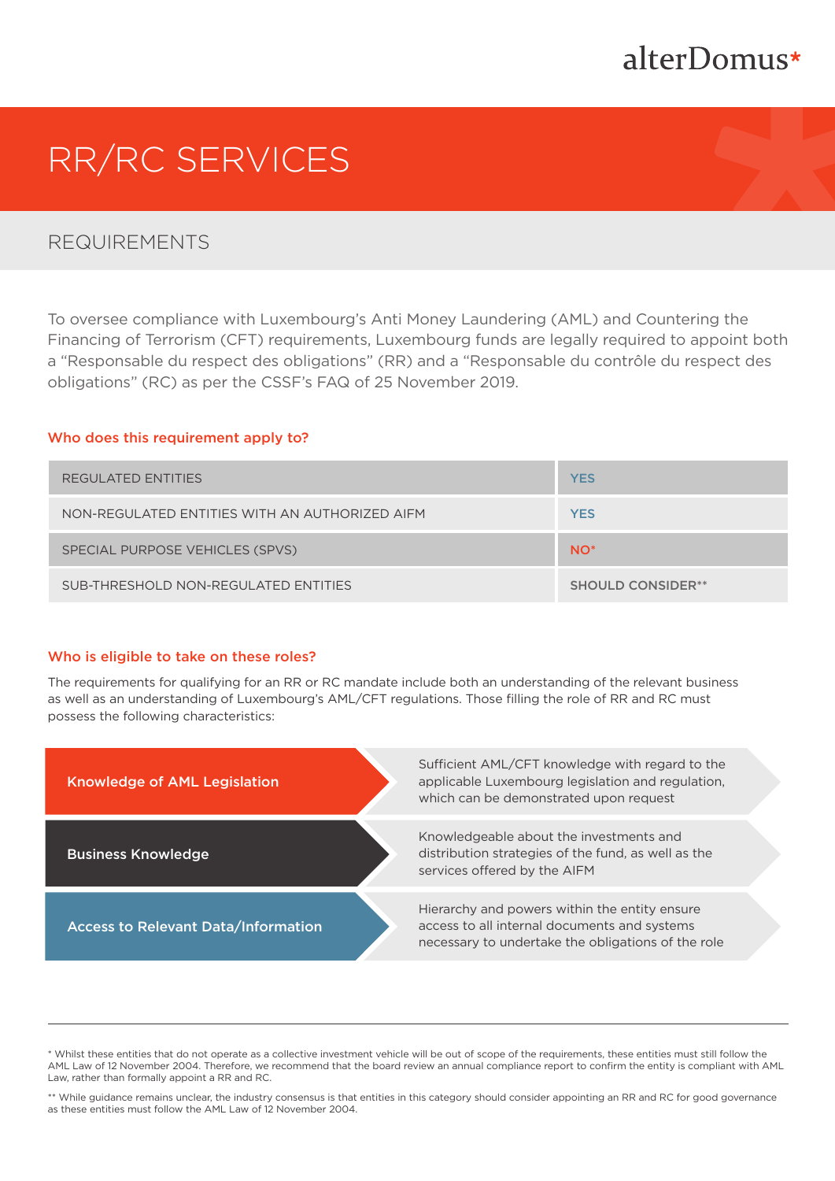alterDomus*

# RR/RC SERVICES

## REQUIREMENTS

To oversee compliance with Luxembourg's Anti Money Laundering (AML) and Countering the Financing of Terrorism (CFT) requirements, Luxembourg funds are legally required to appoint both a "Responsable du respect des obligations" (RR) and a "Responsable du contrôle du respect des obligations" (RC) as per the CSSF's FAQ of 25 November 2019.

### Who does this requirement apply to?

| | |
|---|---|
| REGULATED ENTITIES | YES |
| NON-REGULATED ENTITIES WITH AN AUTHORIZED AIFM | YES |
| SPECIAL PURPOSE VEHICLES (SPVS) | NO* |
| SUB-THRESHOLD NON-REGULATED ENTITIES | SHOULD CONSIDER** |

### Who is eligible to take on these roles?

The requirements for qualifying for an RR or RC mandate include both an understanding of the relevant business as well as an understanding of Luxembourg's AML/CFT regulations. Those filling the role of RR and RC must possess the following characteristics:

| | |
|---|---|
| **Knowledge of AML Legislation** | Sufficient AML/CFT knowledge with regard to the applicable Luxembourg legislation and regulation, which can be demonstrated upon request |
| **Business Knowledge** | Knowledgeable about the investments and distribution strategies of the fund, as well as the services offered by the AIFM |
| **Access to Relevant Data/Information** | Hierarchy and powers within the entity ensure access to all internal documents and systems necessary to undertake the obligations of the role |

---

* Whilst these entities that do not operate as a collective investment vehicle will be out of scope of the requirements, these entities must still follow the AML Law of 12 November 2004. Therefore, we recommend that the board review an annual compliance report to confirm the entity is compliant with AML Law, rather than formally appoint a RR and RC.

** While guidance remains unclear, the industry consensus is that entities in this category should consider appointing an RR and RC for good governance as these entities must follow the AML Law of 12 November 2004.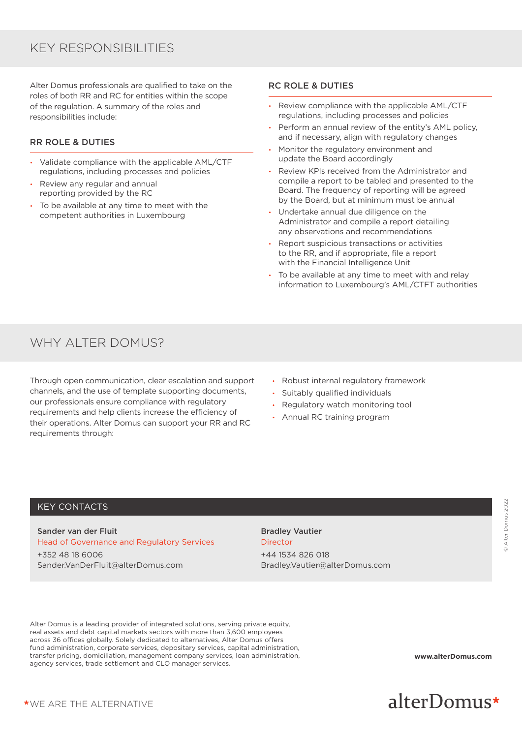## KEY RESPONSIBILITIES

Alter Domus professionals are qualified to take on the roles of both RR and RC for entities within the scope of the regulation. A summary of the roles and responsibilities include:

### RR ROLE & DUTIES

- Validate compliance with the applicable AML/CTF regulations, including processes and policies
- Review any regular and annual reporting provided by the RC
- To be available at any time to meet with the competent authorities in Luxembourg

### RC ROLE & DUTIES

- Review compliance with the applicable AML/CTF regulations, including processes and policies
- Perform an annual review of the entity's AML policy, and if necessary, align with regulatory changes
- Monitor the regulatory environment and update the Board accordingly
- Review KPIs received from the Administrator and compile a report to be tabled and presented to the Board. The frequency of reporting will be agreed by the Board, but at minimum must be annual
- Undertake annual due diligence on the Administrator and compile a report detailing any observations and recommendations
- Report suspicious transactions or activities to the RR, and if appropriate, file a report with the Financial Intelligence Unit
- To be available at any time to meet with and relay information to Luxembourg's AML/CTFT authorities

## WHY ALTER DOMUS?

Through open communication, clear escalation and support channels, and the use of template supporting documents, our professionals ensure compliance with regulatory requirements and help clients increase the efficiency of their operations. Alter Domus can support your RR and RC requirements through:

- Robust internal regulatory framework
- Suitably qualified individuals
- Regulatory watch monitoring tool
- Annual RC training program

## KEY CONTACTS

**Sander van der Fluit**
Head of Governance and Regulatory Services
+352 48 18 6006
Sander.VanDerFluit@alterDomus.com

**Bradley Vautier**
Director
+44 1534 826 018
Bradley.Vautier@alterDomus.com

© Alter Domus 2022

Alter Domus is a leading provider of integrated solutions, serving private equity, real assets and debt capital markets sectors with more than 3,600 employees across 36 offices globally. Solely dedicated to alternatives, Alter Domus offers fund administration, corporate services, depositary services, capital administration, transfer pricing, domiciliation, management company services, loan administration, agency services, trade settlement and CLO manager services.

**www.alterDomus.com**

*WE ARE THE ALTERNATIVE

alterDomus*